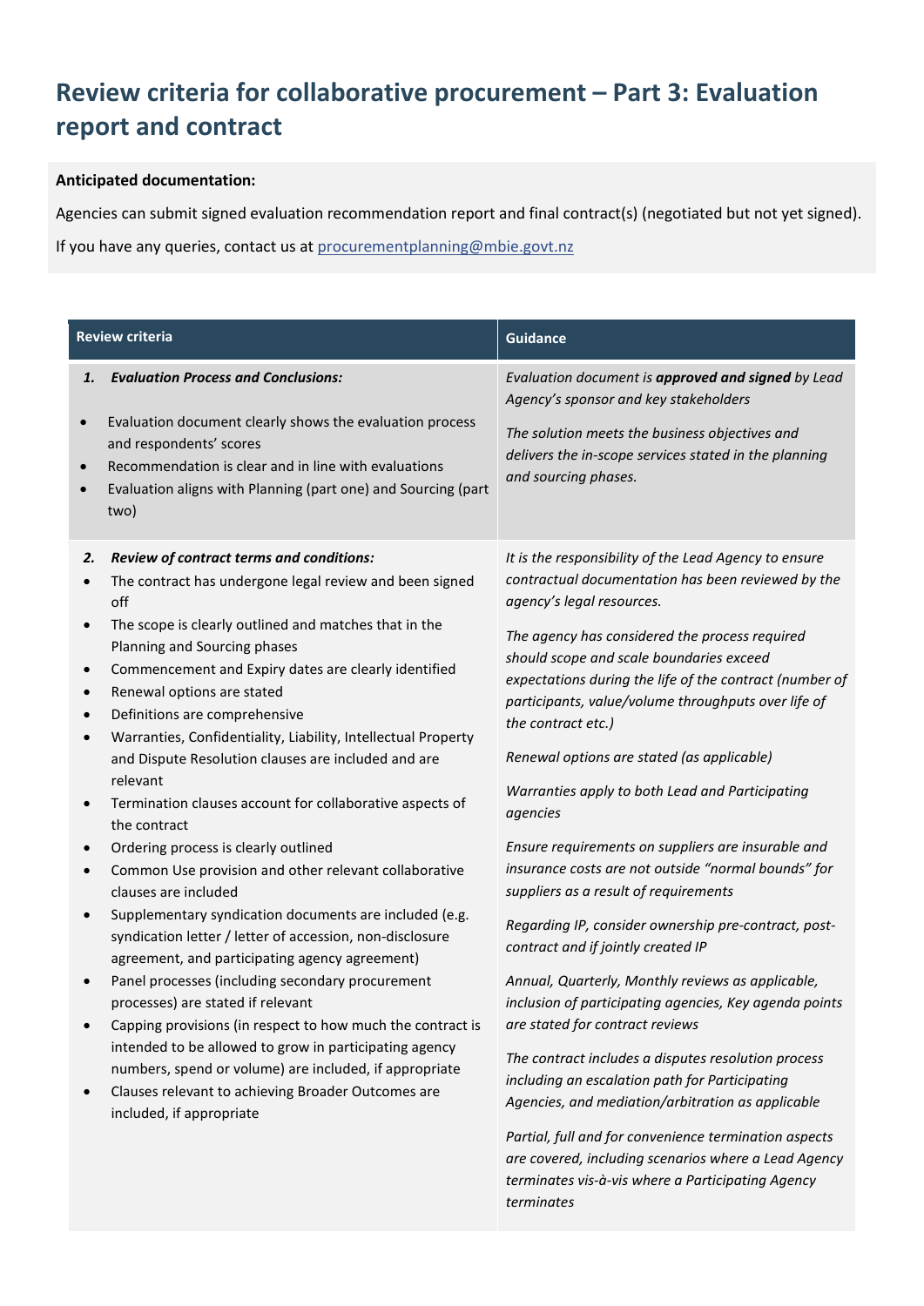# Review criteria for collaborative procurement – Part 3: Evaluation report and contract

**Anticipated documentation:**

Agencies can submit signed evaluation recommendation report and final contract(s) (negotiated but not yet signed).

If you have any queries, contact us at procurementplanning@mbie.govt.nz

| Review criteria | Guidance |
|---|---|
| ***1. Evaluation Process and Conclusions:***<br><br>• Evaluation document clearly shows the evaluation process and respondents' scores<br>• Recommendation is clear and in line with evaluations<br>• Evaluation aligns with Planning (part one) and Sourcing (part two) | *Evaluation document is **approved and signed** by Lead Agency's sponsor and key stakeholders*<br><br>*The solution meets the business objectives and delivers the in-scope services stated in the planning and sourcing phases.* |
| ***2. Review of contract terms and conditions:***<br>• The contract has undergone legal review and been signed off<br>• The scope is clearly outlined and matches that in the Planning and Sourcing phases<br>• Commencement and Expiry dates are clearly identified<br>• Renewal options are stated<br>• Definitions are comprehensive<br>• Warranties, Confidentiality, Liability, Intellectual Property and Dispute Resolution clauses are included and are relevant<br>• Termination clauses account for collaborative aspects of the contract<br>• Ordering process is clearly outlined<br>• Common Use provision and other relevant collaborative clauses are included<br>• Supplementary syndication documents are included (e.g. syndication letter / letter of accession, non-disclosure agreement, and participating agency agreement)<br>• Panel processes (including secondary procurement processes) are stated if relevant<br>• Capping provisions (in respect to how much the contract is intended to be allowed to grow in participating agency numbers, spend or volume) are included, if appropriate<br>• Clauses relevant to achieving Broader Outcomes are included, if appropriate | *It is the responsibility of the Lead Agency to ensure contractual documentation has been reviewed by the agency's legal resources.*<br><br>*The agency has considered the process required should scope and scale boundaries exceed expectations during the life of the contract (number of participants, value/volume throughputs over life of the contract etc.)*<br><br>*Renewal options are stated (as applicable)*<br><br>*Warranties apply to both Lead and Participating agencies*<br><br>*Ensure requirements on suppliers are insurable and insurance costs are not outside "normal bounds" for suppliers as a result of requirements*<br><br>*Regarding IP, consider ownership pre-contract, post-contract and if jointly created IP*<br><br>*Annual, Quarterly, Monthly reviews as applicable, inclusion of participating agencies, Key agenda points are stated for contract reviews*<br><br>*The contract includes a disputes resolution process including an escalation path for Participating Agencies, and mediation/arbitration as applicable*<br><br>*Partial, full and for convenience termination aspects are covered, including scenarios where a Lead Agency terminates vis-à-vis where a Participating Agency terminates* |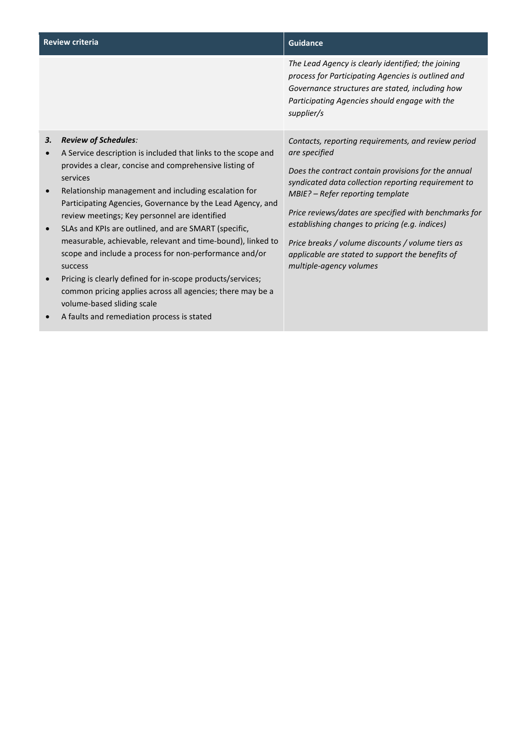| Review criteria | Guidance |
| --- | --- |
| | *The Lead Agency is clearly identified; the joining process for Participating Agencies is outlined and Governance structures are stated, including how Participating Agencies should engage with the supplier/s* |
| ***3. Review of Schedules:*** <br>• A Service description is included that links to the scope and provides a clear, concise and comprehensive listing of services <br>• Relationship management and including escalation for Participating Agencies, Governance by the Lead Agency, and review meetings; Key personnel are identified <br>• SLAs and KPIs are outlined, and are SMART (specific, measurable, achievable, relevant and time-bound), linked to scope and include a process for non-performance and/or success <br>• Pricing is clearly defined for in-scope products/services; common pricing applies across all agencies; there may be a volume-based sliding scale <br>• A faults and remediation process is stated | *Contacts, reporting requirements, and review period are specified* <br><br>*Does the contract contain provisions for the annual syndicated data collection reporting requirement to MBIE? – Refer reporting template* <br><br>*Price reviews/dates are specified with benchmarks for establishing changes to pricing (e.g. indices)* <br><br>*Price breaks / volume discounts / volume tiers as applicable are stated to support the benefits of multiple-agency volumes* |